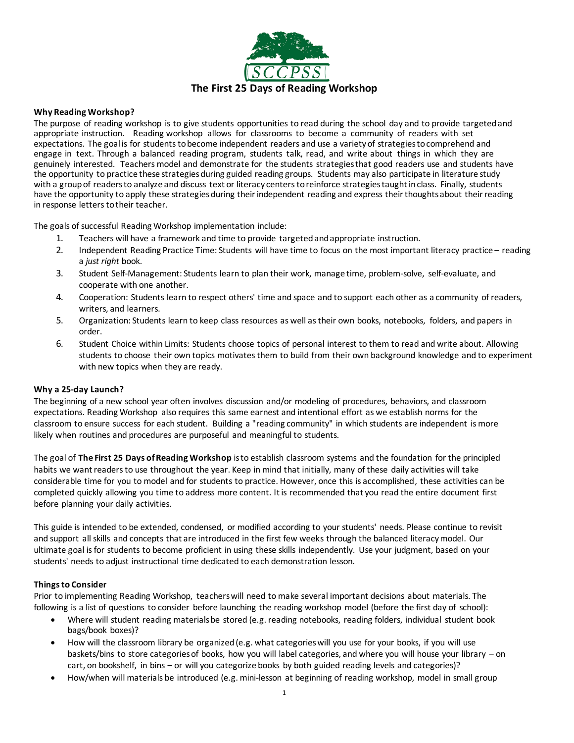# The First 25 Days of Reading Workshop

**Why Reading Workshop?**

The purpose of reading workshop is to give students opportunities to read during the school day and to provide targeted and appropriate instruction. Reading workshop allows for classrooms to become a community of readers with set expectations. The goal is for students to become independent readers and use a variety of strategies to comprehend and engage in text. Through a balanced reading program, students talk, read, and write about things in which they are genuinely interested. Teachers model and demonstrate for the students strategies that good readers use and students have the opportunity to practice these strategies during guided reading groups. Students may also participate in literature study with a group of readers to analyze and discuss text or literacy centers to reinforce strategies taught in class. Finally, students have the opportunity to apply these strategies during their independent reading and express their thoughts about their reading in response letters to their teacher.

The goals of successful Reading Workshop implementation include:

1. Teachers will have a framework and time to provide targeted and appropriate instruction.
2. Independent Reading Practice Time: Students will have time to focus on the most important literacy practice – reading a *just right* book.
3. Student Self-Management: Students learn to plan their work, manage time, problem-solve, self-evaluate, and cooperate with one another.
4. Cooperation: Students learn to respect others' time and space and to support each other as a community of readers, writers, and learners.
5. Organization: Students learn to keep class resources as well as their own books, notebooks, folders, and papers in order.
6. Student Choice within Limits: Students choose topics of personal interest to them to read and write about. Allowing students to choose their own topics motivates them to build from their own background knowledge and to experiment with new topics when they are ready.

**Why a 25-day Launch?**

The beginning of a new school year often involves discussion and/or modeling of procedures, behaviors, and classroom expectations. Reading Workshop also requires this same earnest and intentional effort as we establish norms for the classroom to ensure success for each student. Building a "reading community" in which students are independent is more likely when routines and procedures are purposeful and meaningful to students.

The goal of **The First 25 Days of Reading Workshop** is to establish classroom systems and the foundation for the principled habits we want readers to use throughout the year. Keep in mind that initially, many of these daily activities will take considerable time for you to model and for students to practice. However, once this is accomplished, these activities can be completed quickly allowing you time to address more content. It is recommended that you read the entire document first before planning your daily activities.

This guide is intended to be extended, condensed, or modified according to your students' needs. Please continue to revisit and support all skills and concepts that are introduced in the first few weeks through the balanced literacy model. Our ultimate goal is for students to become proficient in using these skills independently. Use your judgment, based on your students' needs to adjust instructional time dedicated to each demonstration lesson.

**Things to Consider**

Prior to implementing Reading Workshop, teachers will need to make several important decisions about materials. The following is a list of questions to consider before launching the reading workshop model (before the first day of school):

- Where will student reading materials be stored (e.g. reading notebooks, reading folders, individual student book bags/book boxes)?
- How will the classroom library be organized (e.g. what categories will you use for your books, if you will use baskets/bins to store categories of books, how you will label categories, and where you will house your library – on cart, on bookshelf, in bins – or will you categorize books by both guided reading levels and categories)?
- How/when will materials be introduced (e.g. mini-lesson at beginning of reading workshop, model in small group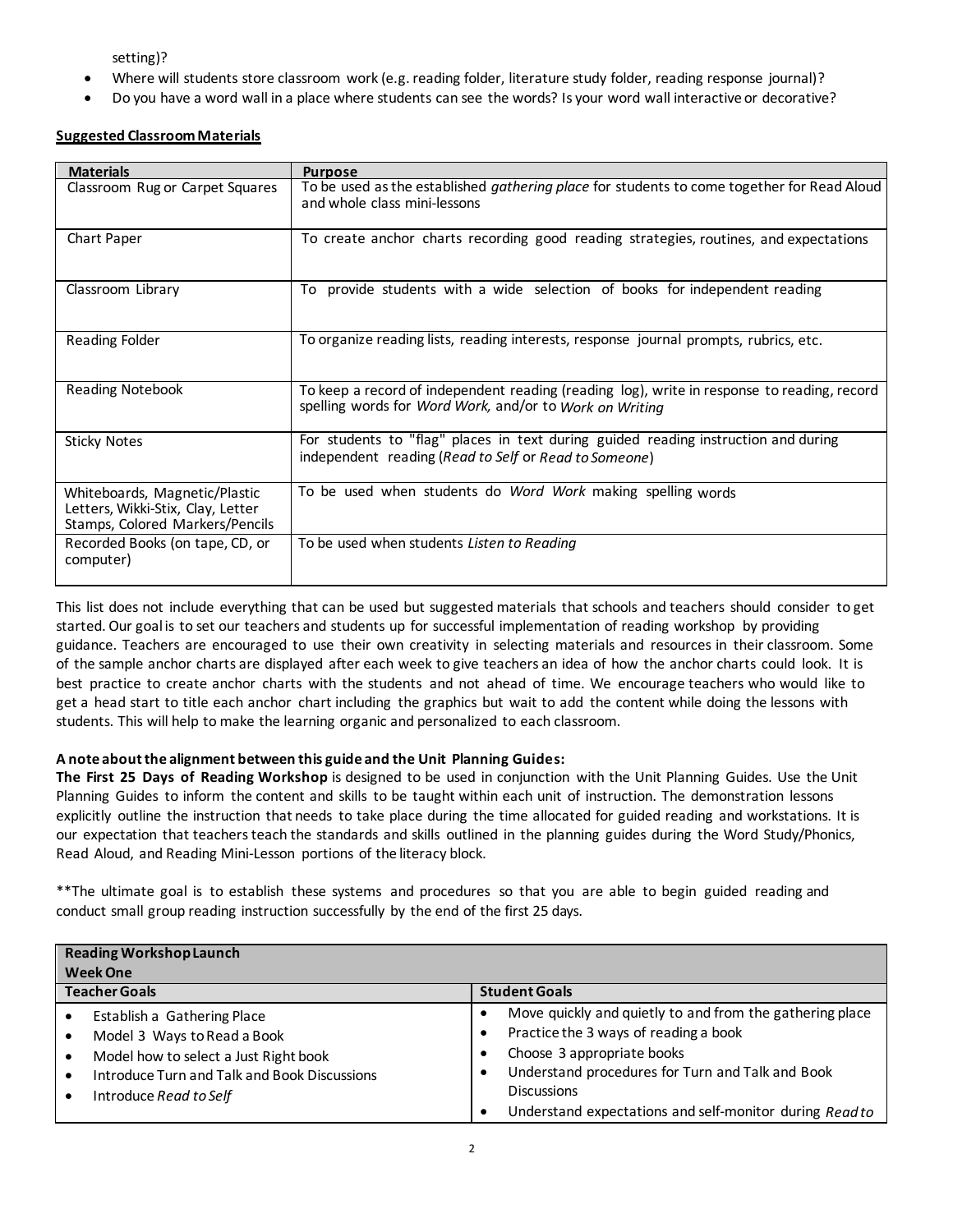setting)?

- Where will students store classroom work (e.g. reading folder, literature study folder, reading response journal)?
- Do you have a word wall in a place where students can see the words? Is your word wall interactive or decorative?

**Suggested Classroom Materials**

| Materials | Purpose |
|---|---|
| Classroom Rug or Carpet Squares | To be used as the established *gathering place* for students to come together for Read Aloud and whole class mini-lessons |
| Chart Paper | To create anchor charts recording good reading strategies, routines, and expectations |
| Classroom Library | To provide students with a wide selection of books for independent reading |
| Reading Folder | To organize reading lists, reading interests, response journal prompts, rubrics, etc. |
| Reading Notebook | To keep a record of independent reading (reading log), write in response to reading, record spelling words for *Word Work,* and/or to *Work on Writing* |
| Sticky Notes | For students to "flag" places in text during guided reading instruction and during independent reading (*Read to Self* or *Read to Someone*) |
| Whiteboards, Magnetic/Plastic Letters, Wikki-Stix, Clay, Letter Stamps, Colored Markers/Pencils | To be used when students do *Word Work* making spelling words |
| Recorded Books (on tape, CD, or computer) | To be used when students *Listen to Reading* |

This list does not include everything that can be used but suggested materials that schools and teachers should consider to get started. Our goal is to set our teachers and students up for successful implementation of reading workshop by providing guidance. Teachers are encouraged to use their own creativity in selecting materials and resources in their classroom. Some of the sample anchor charts are displayed after each week to give teachers an idea of how the anchor charts could look. It is best practice to create anchor charts with the students and not ahead of time. We encourage teachers who would like to get a head start to title each anchor chart including the graphics but wait to add the content while doing the lessons with students. This will help to make the learning organic and personalized to each classroom.

**A note about the alignment between this guide and the Unit Planning Guides:**
**The First 25 Days of Reading Workshop** is designed to be used in conjunction with the Unit Planning Guides. Use the Unit Planning Guides to inform the content and skills to be taught within each unit of instruction. The demonstration lessons explicitly outline the instruction that needs to take place during the time allocated for guided reading and workstations. It is our expectation that teachers teach the standards and skills outlined in the planning guides during the Word Study/Phonics, Read Aloud, and Reading Mini-Lesson portions of the literacy block.

**The ultimate goal is to establish these systems and procedures so that you are able to begin guided reading and conduct small group reading instruction successfully by the end of the first 25 days.

| **Reading Workshop Launch**<br>**Week One** | |
|---|---|
| **Teacher Goals** | **Student Goals** |
| • Establish a Gathering Place<br>• Model 3 Ways to Read a Book<br>• Model how to select a Just Right book<br>• Introduce Turn and Talk and Book Discussions<br>• Introduce *Read to Self* | • Move quickly and quietly to and from the gathering place<br>• Practice the 3 ways of reading a book<br>• Choose 3 appropriate books<br>• Understand procedures for Turn and Talk and Book Discussions<br>• Understand expectations and self-monitor during *Read to* |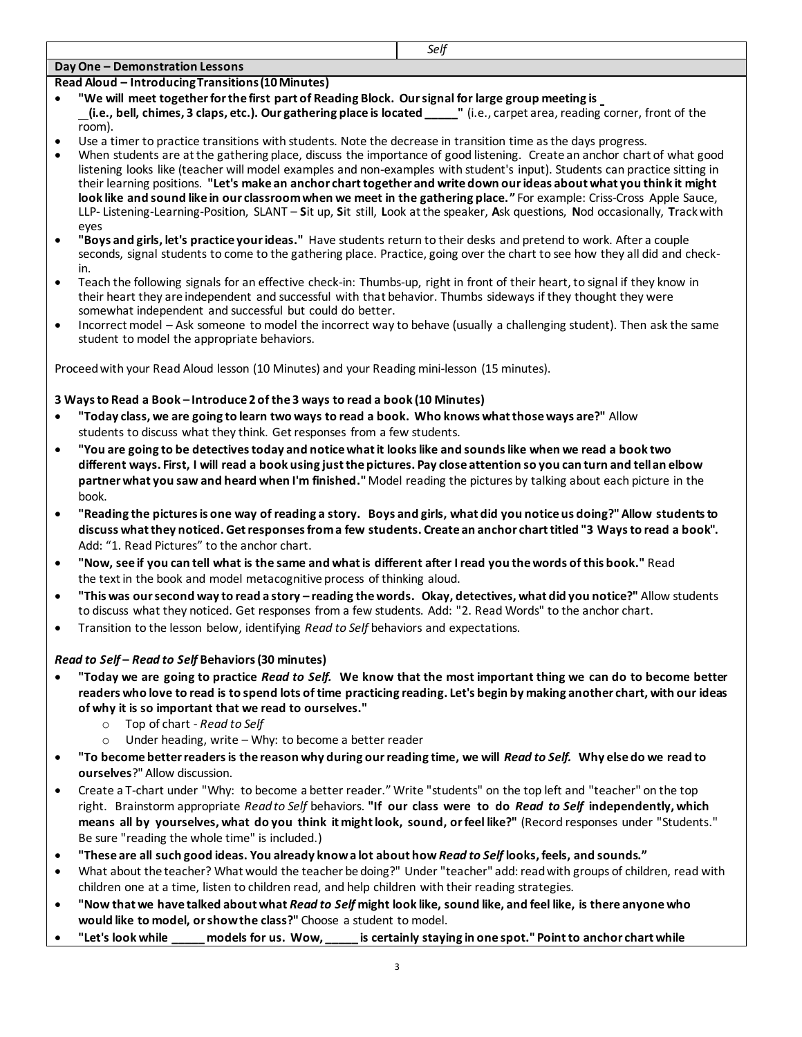*Self*

**Day One – Demonstration Lessons**

**Read Aloud – Introducing Transitions (10 Minutes)**

- **"We will meet together for the first part of Reading Block. Our signal for large group meeting is __(i.e., bell, chimes, 3 claps, etc.). Our gathering place is located _____"** (i.e., carpet area, reading corner, front of the room).
- Use a timer to practice transitions with students. Note the decrease in transition time as the days progress.
- When students are at the gathering place, discuss the importance of good listening. Create an anchor chart of what good listening looks like (teacher will model examples and non-examples with student's input). Students can practice sitting in their learning positions. **"Let's make an anchor chart together and write down our ideas about what you think it might look like and sound like in our classroom when we meet in the gathering place."** For example: Criss-Cross Apple Sauce, LLP- Listening-Learning-Position, SLANT – **S**it up, **S**it still, **L**ook at the speaker, **A**sk questions, **N**od occasionally, **T**rack with eyes
- **"Boys and girls, let's practice your ideas."** Have students return to their desks and pretend to work. After a couple seconds, signal students to come to the gathering place. Practice, going over the chart to see how they all did and check-in.
- Teach the following signals for an effective check-in: Thumbs-up, right in front of their heart, to signal if they know in their heart they are independent and successful with that behavior. Thumbs sideways if they thought they were somewhat independent and successful but could do better.
- Incorrect model – Ask someone to model the incorrect way to behave (usually a challenging student). Then ask the same student to model the appropriate behaviors.

Proceed with your Read Aloud lesson (10 Minutes) and your Reading mini-lesson (15 minutes).

**3 Ways to Read a Book – Introduce 2 of the 3 ways to read a book (10 Minutes)**

- **"Today class, we are going to learn two ways to read a book. Who knows what those ways are?"** Allow students to discuss what they think. Get responses from a few students.
- **"You are going to be detectives today and notice what it looks like and sounds like when we read a book two different ways. First, I will read a book using just the pictures. Pay close attention so you can turn and tell an elbow partner what you saw and heard when I'm finished."** Model reading the pictures by talking about each picture in the book.
- **"Reading the pictures is one way of reading a story. Boys and girls, what did you notice us doing?" Allow students to discuss what they noticed. Get responses from a few students. Create an anchor chart titled "3 Ways to read a book".** Add: "1. Read Pictures" to the anchor chart.
- **"Now, see if you can tell what is the same and what is different after I read you the words of this book."** Read the text in the book and model metacognitive process of thinking aloud.
- **"This was our second way to read a story – reading the words. Okay, detectives, what did you notice?"** Allow students to discuss what they noticed. Get responses from a few students. Add: "2. Read Words" to the anchor chart.
- Transition to the lesson below, identifying *Read to Self* behaviors and expectations.

***Read to Self* – *Read to Self* Behaviors (30 minutes)**

- **"Today we are going to practice *Read to Self.* We know that the most important thing we can do to become better readers who love to read is to spend lots of time practicing reading. Let's begin by making another chart, with our ideas of why it is so important that we read to ourselves."**
    - Top of chart - *Read to Self*
    - Under heading, write – Why: to become a better reader
- **"To become better readers is the reason why during our reading time, we will *Read to Self.* Why else do we read to ourselves**?" Allow discussion.
- Create a T-chart under "Why: to become a better reader." Write "students" on the top left and "teacher" on the top right. Brainstorm appropriate *Read to Self* behaviors. **"If our class were to do *Read to Self* independently, which means all by yourselves, what do you think it might look, sound, or feel like?"** (Record responses under "Students." Be sure "reading the whole time" is included.)
- **"These are all such good ideas. You already know a lot about how *Read to Self* looks, feels, and sounds."**
- What about the teacher? What would the teacher be doing?" Under "teacher" add: read with groups of children, read with children one at a time, listen to children read, and help children with their reading strategies.
- **"Now that we have talked about what *Read to Self* might look like, sound like, and feel like, is there anyone who would like to model, or show the class?"** Choose a student to model.
- **"Let's look while _____ models for us. Wow, _____ is certainly staying in one spot." Point to anchor chart while**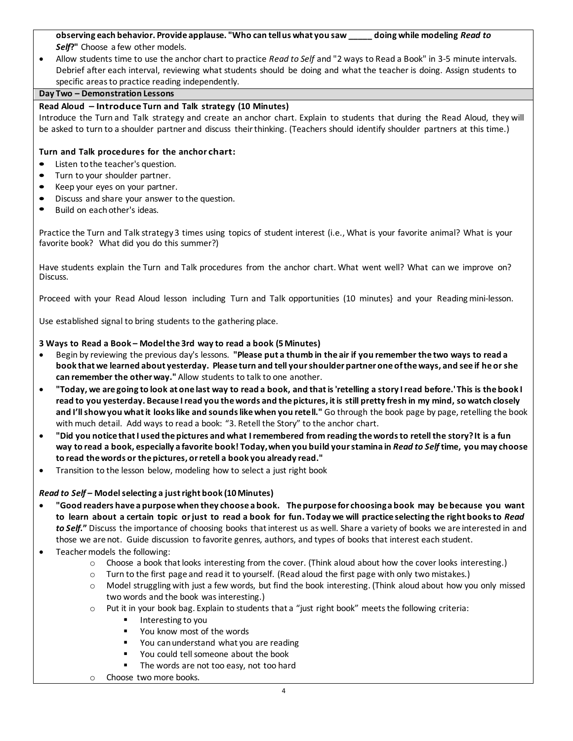**observing each behavior. Provide applause. "Who can tell us what you saw _____ doing while modeling *Read to Self*?"** Choose a few other models.

- Allow students time to use the anchor chart to practice *Read to Self* and "2 ways to Read a Book" in 3-5 minute intervals. Debrief after each interval, reviewing what students should be doing and what the teacher is doing. Assign students to specific areas to practice reading independently.

## Day Two – Demonstration Lessons

**Read Aloud – Introduce Turn and Talk strategy (10 Minutes)**

Introduce the Turn and Talk strategy and create an anchor chart. Explain to students that during the Read Aloud, they will be asked to turn to a shoulder partner and discuss their thinking. (Teachers should identify shoulder partners at this time.)

**Turn and Talk procedures for the anchor chart:**

- Listen to the teacher's question.
- Turn to your shoulder partner.
- Keep your eyes on your partner.
- Discuss and share your answer to the question.
- Build on each other's ideas.

Practice the Turn and Talk strategy 3 times using topics of student interest (i.e., What is your favorite animal? What is your favorite book? What did you do this summer?)

Have students explain the Turn and Talk procedures from the anchor chart. What went well? What can we improve on? Discuss.

Proceed with your Read Aloud lesson including Turn and Talk opportunities (10 minutes} and your Reading mini-lesson.

Use established signal to bring students to the gathering place.

**3 Ways to Read a Book – Model the 3rd way to read a book (5 Minutes)**

- Begin by reviewing the previous day's lessons. **"Please put a thumb in the air if you remember the two ways to read a book that we learned about yesterday. Please turn and tell your shoulder partner one of the ways, and see if he or she can remember the other way."** Allow students to talk to one another.
- **"Today, we are going to look at one last way to read a book, and that is 'retelling a story I read before.' This is the book I read to you yesterday. Because I read you the words and the pictures, it is still pretty fresh in my mind, so watch closely and I'll show you what it looks like and sounds like when you retell."** Go through the book page by page, retelling the book with much detail. Add ways to read a book: "3. Retell the Story" to the anchor chart.
- **"Did you notice that I used the pictures and what I remembered from reading the words to retell the story? It is a fun way to read a book, especially a favorite book! Today, when you build your stamina in *Read to Self* time, you may choose to read the words or the pictures, or retell a book you already read."**
- Transition to the lesson below, modeling how to select a just right book

***Read to Self* – Model selecting a just right book (10 Minutes)**

- **"Good readers have a purpose when they choose a book. The purpose for choosing a book may be because you want to learn about a certain topic or just to read a book for fun. Today we will practice selecting the right books to *Read to Self*."** Discuss the importance of choosing books that interest us as well. Share a variety of books we are interested in and those we are not. Guide discussion to favorite genres, authors, and types of books that interest each student.
- Teacher models the following:
    - Choose a book that looks interesting from the cover. (Think aloud about how the cover looks interesting.)
    - Turn to the first page and read it to yourself. (Read aloud the first page with only two mistakes.)
    - Model struggling with just a few words, but find the book interesting. (Think aloud about how you only missed two words and the book was interesting.)
    - Put it in your book bag. Explain to students that a "just right book" meets the following criteria:
        - Interesting to you
        - You know most of the words
        - You can understand what you are reading
        - You could tell someone about the book
        - The words are not too easy, not too hard
    - Choose two more books.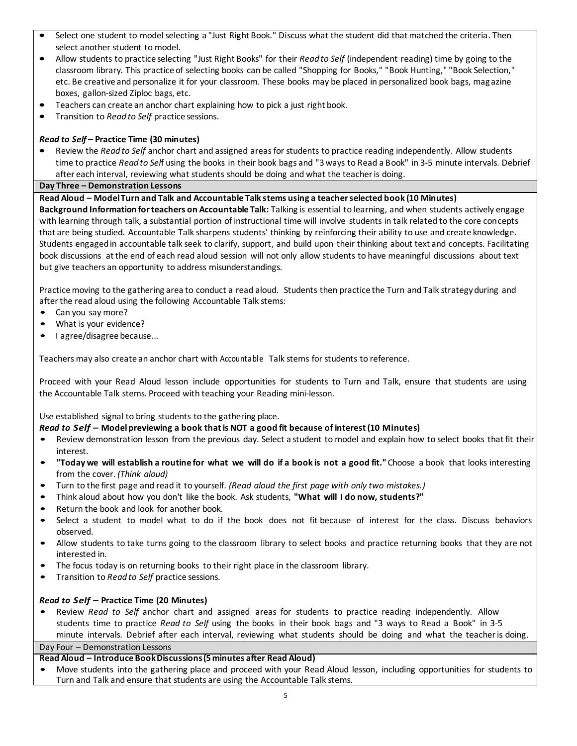- Select one student to model selecting a "Just Right Book." Discuss what the student did that matched the criteria. Then select another student to model.
- Allow students to practice selecting "Just Right Books" for their *Read to Self* (independent reading) time by going to the classroom library. This practice of selecting books can be called "Shopping for Books," "Book Hunting," "Book Selection," etc. Be creative and personalize it for your classroom. These books may be placed in personalized book bags, magazine boxes, gallon-sized Ziploc bags, etc.
- Teachers can create an anchor chart explaining how to pick a just right book.
- Transition to *Read to Self* practice sessions.

***Read to Self* – Practice Time (30 minutes)**

- Review the *Read to Self* anchor chart and assigned areas for students to practice reading independently. Allow students time to practice *Read to Self* using the books in their book bags and "3 ways to Read a Book" in 3-5 minute intervals. Debrief after each interval, reviewing what students should be doing and what the teacher is doing.

### Day Three – Demonstration Lessons

**Read Aloud – Model Turn and Talk and Accountable Talk stems using a teacher selected book (10 Minutes)**

**Background Information for teachers on Accountable Talk:** Talking is essential to learning, and when students actively engage with learning through talk, a substantial portion of instructional time will involve students in talk related to the core concepts that are being studied. Accountable Talk sharpens students' thinking by reinforcing their ability to use and create knowledge. Students engaged in accountable talk seek to clarify, support, and build upon their thinking about text and concepts. Facilitating book discussions at the end of each read aloud session will not only allow students to have meaningful discussions about text but give teachers an opportunity to address misunderstandings.

Practice moving to the gathering area to conduct a read aloud. Students then practice the Turn and Talk strategy during and after the read aloud using the following Accountable Talk stems:

- Can you say more?
- What is your evidence?
- I agree/disagree because...

Teachers may also create an anchor chart with Accountable Talk stems for students to reference.

Proceed with your Read Aloud lesson include opportunities for students to Turn and Talk, ensure that students are using the Accountable Talk stems. Proceed with teaching your Reading mini-lesson.

Use established signal to bring students to the gathering place.

***Read to Self* – Model previewing a book that is NOT a good fit because of interest (10 Minutes)**

- Review demonstration lesson from the previous day. Select a student to model and explain how to select books that fit their interest.
- **"Today we will establish a routine for what we will do if a book is not a good fit."** Choose a book that looks interesting from the cover. *(Think aloud)*
- Turn to the first page and read it to yourself. *(Read aloud the first page with only two mistakes.)*
- Think aloud about how you don't like the book. Ask students, **"What will I do now, students?"**
- Return the book and look for another book.
- Select a student to model what to do if the book does not fit because of interest for the class. Discuss behaviors observed.
- Allow students to take turns going to the classroom library to select books and practice returning books that they are not interested in.
- The focus today is on returning books to their right place in the classroom library.
- Transition to *Read to Self* practice sessions.

***Read to Self* – Practice Time (20 Minutes)**

- Review *Read to Self* anchor chart and assigned areas for students to practice reading independently. Allow students time to practice *Read to Self* using the books in their book bags and "3 ways to Read a Book" in 3-5 minute intervals. Debrief after each interval, reviewing what students should be doing and what the teacher is doing.

### Day Four – Demonstration Lessons

**Read Aloud – Introduce Book Discussions (5 minutes after Read Aloud)**

- Move students into the gathering place and proceed with your Read Aloud lesson, including opportunities for students to Turn and Talk and ensure that students are using the Accountable Talk stems.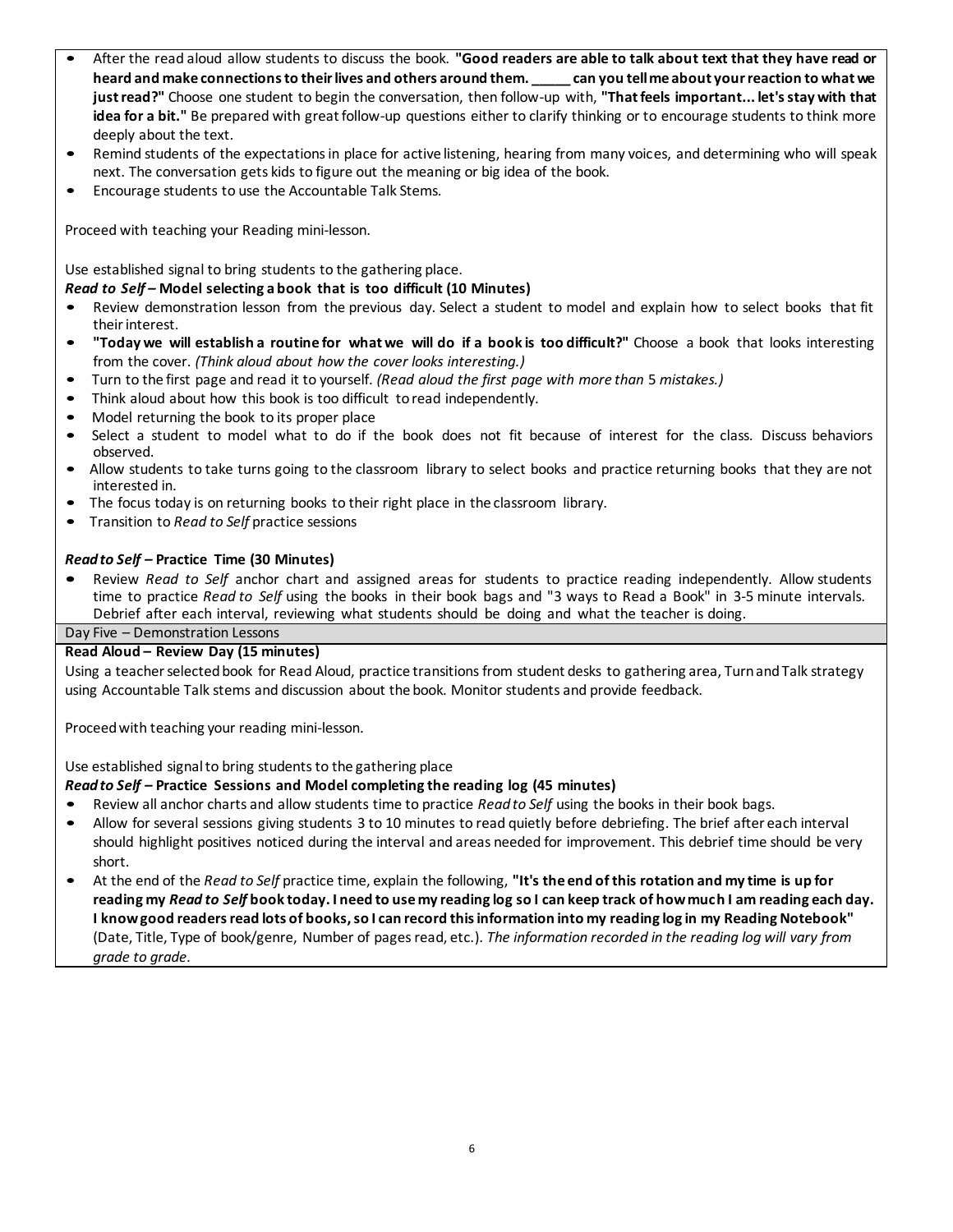- After the read aloud allow students to discuss the book. **"Good readers are able to talk about text that they have read or heard and make connections to their lives and others around them. _____ can you tell me about your reaction to what we just read?"** Choose one student to begin the conversation, then follow-up with, **"That feels important... let's stay with that idea for a bit."** Be prepared with great follow-up questions either to clarify thinking or to encourage students to think more deeply about the text.
- Remind students of the expectations in place for active listening, hearing from many voices, and determining who will speak next. The conversation gets kids to figure out the meaning or big idea of the book.
- Encourage students to use the Accountable Talk Stems.

Proceed with teaching your Reading mini-lesson.

Use established signal to bring students to the gathering place.

***Read to Self* – Model selecting a book that is too difficult (10 Minutes)**

- Review demonstration lesson from the previous day. Select a student to model and explain how to select books that fit their interest.
- **"Today we will establish a routine for what we will do if a book is too difficult?"** Choose a book that looks interesting from the cover. *(Think aloud about how the cover looks interesting.)*
- Turn to the first page and read it to yourself. *(Read aloud the first page with more than* 5 *mistakes.)*
- Think aloud about how this book is too difficult to read independently.
- Model returning the book to its proper place
- Select a student to model what to do if the book does not fit because of interest for the class. Discuss behaviors observed.
- Allow students to take turns going to the classroom library to select books and practice returning books that they are not interested in.
- The focus today is on returning books to their right place in the classroom library.
- Transition to *Read to Self* practice sessions

***Read to Self* – Practice Time (30 Minutes)**

- Review *Read to Self* anchor chart and assigned areas for students to practice reading independently. Allow students time to practice *Read to Self* using the books in their book bags and "3 ways to Read a Book" in 3-5 minute intervals. Debrief after each interval, reviewing what students should be doing and what the teacher is doing.

## Day Five – Demonstration Lessons

**Read Aloud – Review Day (15 minutes)**

Using a teacher selected book for Read Aloud, practice transitions from student desks to gathering area, Turn and Talk strategy using Accountable Talk stems and discussion about the book. Monitor students and provide feedback.

Proceed with teaching your reading mini-lesson.

Use established signal to bring students to the gathering place

***Read to Self* – Practice Sessions and Model completing the reading log (45 minutes)**

- Review all anchor charts and allow students time to practice *Read to Self* using the books in their book bags.
- Allow for several sessions giving students 3 to 10 minutes to read quietly before debriefing. The brief after each interval should highlight positives noticed during the interval and areas needed for improvement. This debrief time should be very short.
- At the end of the *Read to Self* practice time, explain the following, **"It's the end of this rotation and my time is up for reading my *Read to Self* book today. I need to use my reading log so I can keep track of how much I am reading each day. I know good readers read lots of books, so I can record this information into my reading log in my Reading Notebook"** (Date, Title, Type of book/genre, Number of pages read, etc.). *The information recorded in the reading log will vary from grade to grade.*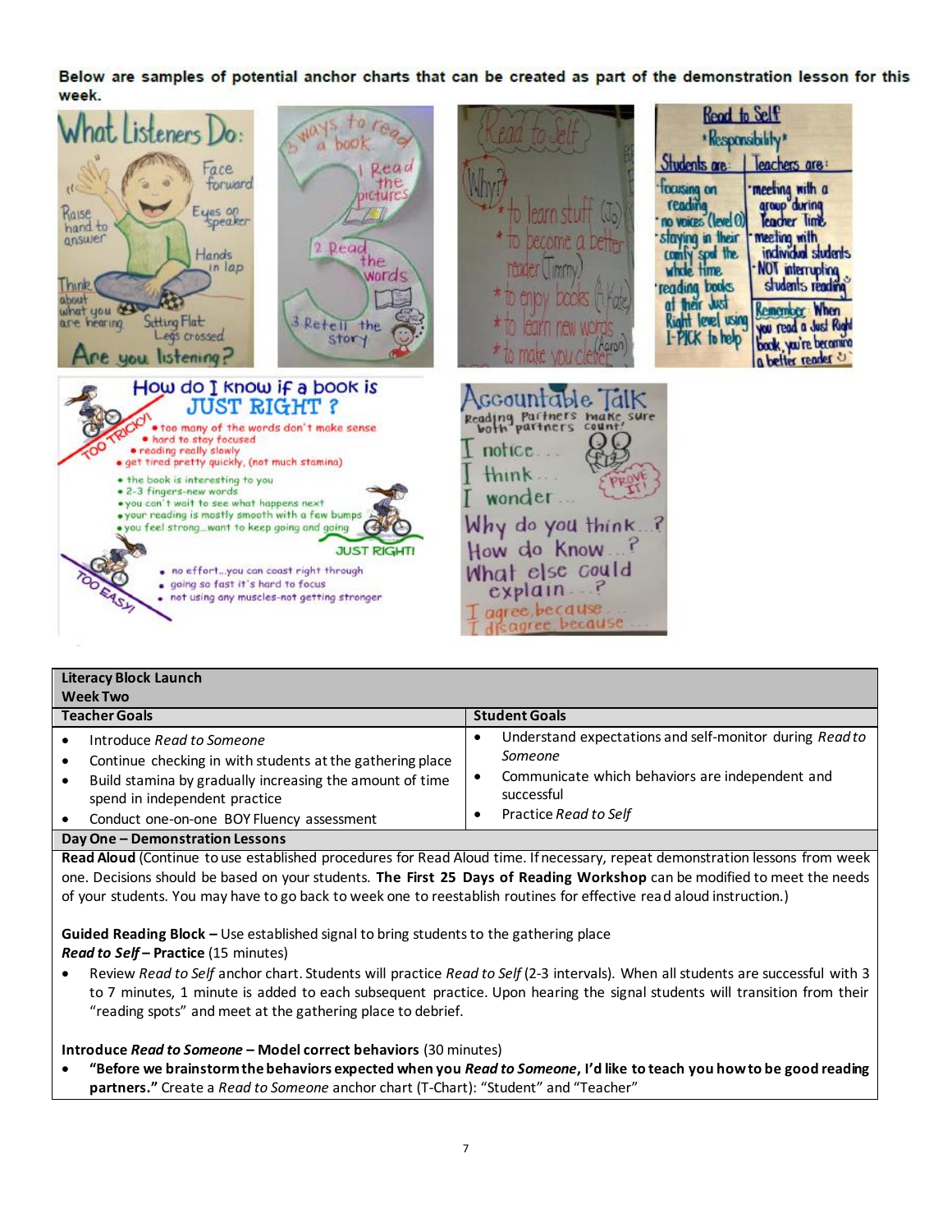Below are samples of potential anchor charts that can be created as part of the demonstration lesson for this week.

| Literacy Block Launch<br>Week Two | |
|---|---|
| **Teacher Goals** | **Student Goals** |
| • Introduce *Read to Someone*<br>• Continue checking in with students at the gathering place<br>• Build stamina by gradually increasing the amount of time spend in independent practice<br>• Conduct one-on-one BOY Fluency assessment | • Understand expectations and self-monitor during *Read to Someone*<br>• Communicate which behaviors are independent and successful<br>• Practice *Read to Self* |

**Day One – Demonstration Lessons**

**Read Aloud** (Continue to use established procedures for Read Aloud time. If necessary, repeat demonstration lessons from week one. Decisions should be based on your students. **The First 25 Days of Reading Workshop** can be modified to meet the needs of your students. You may have to go back to week one to reestablish routines for effective read aloud instruction.)

**Guided Reading Block –** Use established signal to bring students to the gathering place

***Read to Self* – Practice** (15 minutes)

- Review *Read to Self* anchor chart. Students will practice *Read to Self* (2-3 intervals). When all students are successful with 3 to 7 minutes, 1 minute is added to each subsequent practice. Upon hearing the signal students will transition from their "reading spots" and meet at the gathering place to debrief.

**Introduce *Read to Someone* – Model correct behaviors** (30 minutes)

- **"Before we brainstorm the behaviors expected when you *Read to Someone*, I'd like to teach you how to be good reading partners."** Create a *Read to Someone* anchor chart (T-Chart): "Student" and "Teacher"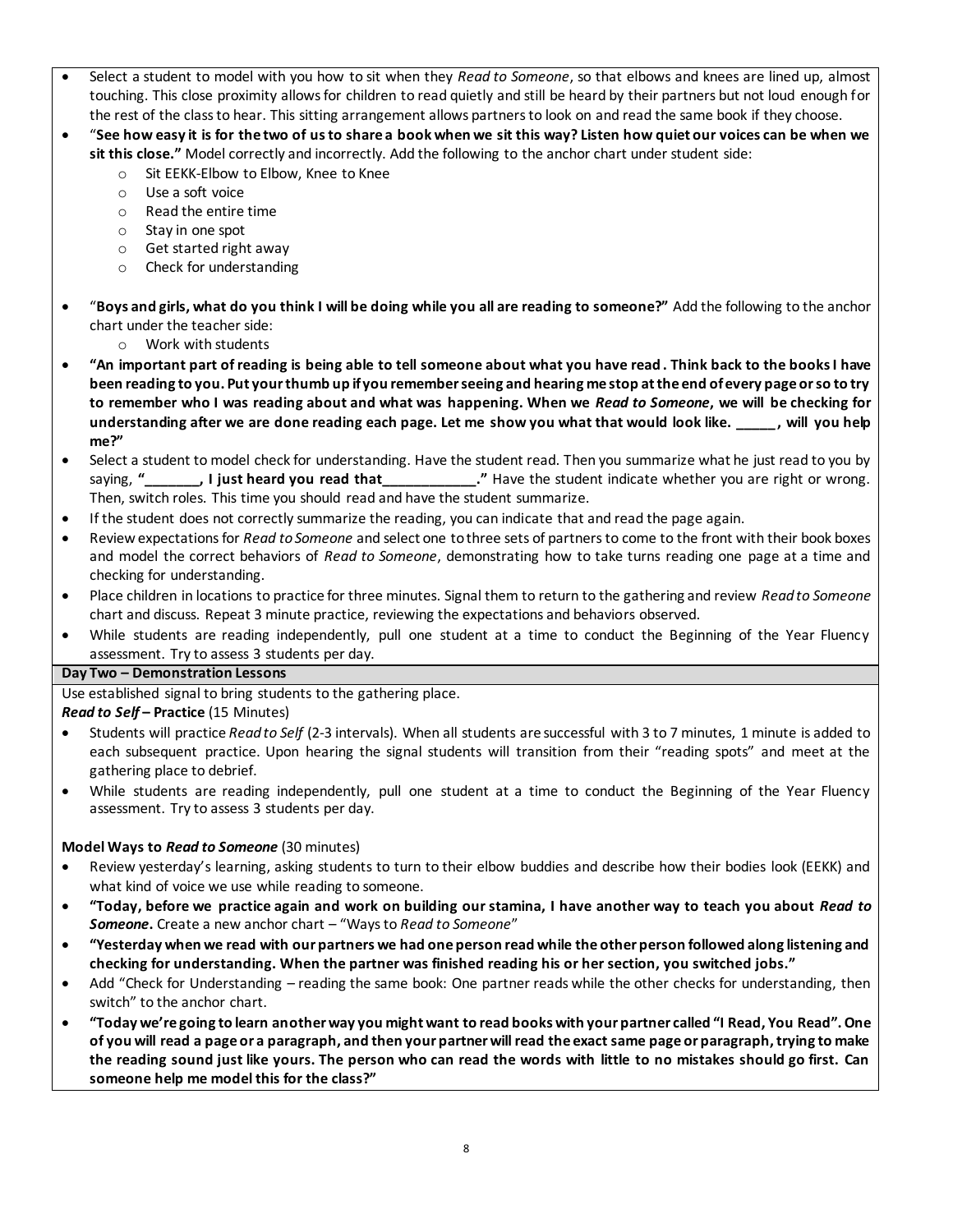- Select a student to model with you how to sit when they *Read to Someone*, so that elbows and knees are lined up, almost touching. This close proximity allows for children to read quietly and still be heard by their partners but not loud enough for the rest of the class to hear. This sitting arrangement allows partners to look on and read the same book if they choose.
- "**See how easy it is for the two of us to share a book when we sit this way? Listen how quiet our voices can be when we sit this close.**" Model correctly and incorrectly. Add the following to the anchor chart under student side:
  - Sit EEKK-Elbow to Elbow, Knee to Knee
  - Use a soft voice
  - Read the entire time
  - Stay in one spot
  - Get started right away
  - Check for understanding
- "**Boys and girls, what do you think I will be doing while you all are reading to someone?**" Add the following to the anchor chart under the teacher side:
  - Work with students
- **"An important part of reading is being able to tell someone about what you have read. Think back to the books I have been reading to you. Put your thumb up if you remember seeing and hearing me stop at the end of every page or so to try to remember who I was reading about and what was happening. When we *Read to Someone*, we will be checking for understanding after we are done reading each page. Let me show you what that would look like. _____, will you help me?"**
- Select a student to model check for understanding. Have the student read. Then you summarize what he just read to you by saying, **"_______, I just heard you read that____________."** Have the student indicate whether you are right or wrong. Then, switch roles. This time you should read and have the student summarize.
- If the student does not correctly summarize the reading, you can indicate that and read the page again.
- Review expectations for *Read to Someone* and select one to three sets of partners to come to the front with their book boxes and model the correct behaviors of *Read to Someone*, demonstrating how to take turns reading one page at a time and checking for understanding.
- Place children in locations to practice for three minutes. Signal them to return to the gathering and review *Read to Someone* chart and discuss. Repeat 3 minute practice, reviewing the expectations and behaviors observed.
- While students are reading independently, pull one student at a time to conduct the Beginning of the Year Fluency assessment. Try to assess 3 students per day.

**Day Two – Demonstration Lessons**

Use established signal to bring students to the gathering place.

***Read to Self* – Practice** (15 Minutes)

- Students will practice *Read to Self* (2-3 intervals). When all students are successful with 3 to 7 minutes, 1 minute is added to each subsequent practice. Upon hearing the signal students will transition from their "reading spots" and meet at the gathering place to debrief.
- While students are reading independently, pull one student at a time to conduct the Beginning of the Year Fluency assessment. Try to assess 3 students per day.

**Model Ways to *Read to Someone*** (30 minutes)

- Review yesterday's learning, asking students to turn to their elbow buddies and describe how their bodies look (EEKK) and what kind of voice we use while reading to someone.
- **"Today, before we practice again and work on building our stamina, I have another way to teach you about *Read to Someone*.** Create a new anchor chart – "Ways to *Read to Someone*"
- **"Yesterday when we read with our partners we had one person read while the other person followed along listening and checking for understanding. When the partner was finished reading his or her section, you switched jobs."**
- Add "Check for Understanding – reading the same book: One partner reads while the other checks for understanding, then switch" to the anchor chart.
- **"Today we're going to learn another way you might want to read books with your partner called "I Read, You Read". One of you will read a page or a paragraph, and then your partner will read the exact same page or paragraph, trying to make the reading sound just like yours. The person who can read the words with little to no mistakes should go first. Can someone help me model this for the class?"**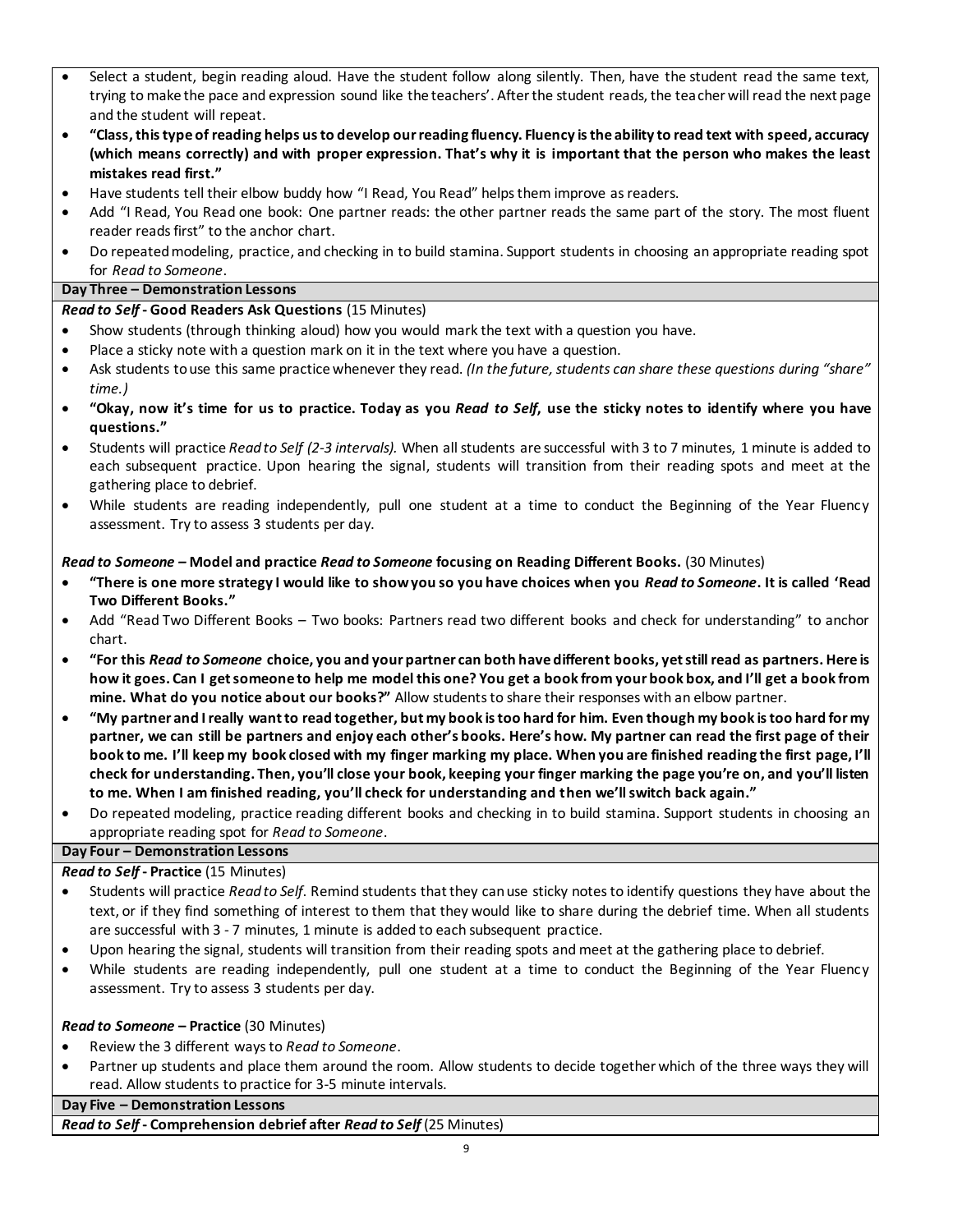- Select a student, begin reading aloud. Have the student follow along silently. Then, have the student read the same text, trying to make the pace and expression sound like the teachers'. After the student reads, the teacher will read the next page and the student will repeat.
- **"Class, this type of reading helps us to develop our reading fluency. Fluency is the ability to read text with speed, accuracy (which means correctly) and with proper expression. That's why it is important that the person who makes the least mistakes read first."**
- Have students tell their elbow buddy how "I Read, You Read" helps them improve as readers.
- Add "I Read, You Read one book: One partner reads: the other partner reads the same part of the story. The most fluent reader reads first" to the anchor chart.
- Do repeated modeling, practice, and checking in to build stamina. Support students in choosing an appropriate reading spot for *Read to Someone*.

**Day Three – Demonstration Lessons**

***Read to Self*** **- Good Readers Ask Questions** (15 Minutes)

- Show students (through thinking aloud) how you would mark the text with a question you have.
- Place a sticky note with a question mark on it in the text where you have a question.
- Ask students to use this same practice whenever they read. *(In the future, students can share these questions during "share" time.)*
- **"Okay, now it's time for us to practice. Today as you *Read to Self*, use the sticky notes to identify where you have questions."**
- Students will practice *Read to Self (2-3 intervals).* When all students are successful with 3 to 7 minutes, 1 minute is added to each subsequent practice. Upon hearing the signal, students will transition from their reading spots and meet at the gathering place to debrief.
- While students are reading independently, pull one student at a time to conduct the Beginning of the Year Fluency assessment. Try to assess 3 students per day.

***Read to Someone*** **– Model and practice *Read to Someone* focusing on Reading Different Books.** (30 Minutes)

- **"There is one more strategy I would like to show you so you have choices when you *Read to Someone*. It is called 'Read Two Different Books."**
- Add "Read Two Different Books – Two books: Partners read two different books and check for understanding" to anchor chart.
- **"For this *Read to Someone* choice, you and your partner can both have different books, yet still read as partners. Here is how it goes. Can I get someone to help me model this one? You get a book from your book box, and I'll get a book from mine. What do you notice about our books?"** Allow students to share their responses with an elbow partner.
- **"My partner and I really want to read together, but my book is too hard for him. Even though my book is too hard for my partner, we can still be partners and enjoy each other's books. Here's how. My partner can read the first page of their book to me. I'll keep my book closed with my finger marking my place. When you are finished reading the first page, I'll check for understanding. Then, you'll close your book, keeping your finger marking the page you're on, and you'll listen to me. When I am finished reading, you'll check for understanding and then we'll switch back again."**
- Do repeated modeling, practice reading different books and checking in to build stamina. Support students in choosing an appropriate reading spot for *Read to Someone*.

**Day Four – Demonstration Lessons**

***Read to Self*** **- Practice** (15 Minutes)

- Students will practice *Read to Self*. Remind students that they can use sticky notes to identify questions they have about the text, or if they find something of interest to them that they would like to share during the debrief time. When all students are successful with 3 - 7 minutes, 1 minute is added to each subsequent practice.
- Upon hearing the signal, students will transition from their reading spots and meet at the gathering place to debrief.
- While students are reading independently, pull one student at a time to conduct the Beginning of the Year Fluency assessment. Try to assess 3 students per day.

***Read to Someone*** **– Practice** (30 Minutes)

- Review the 3 different ways to *Read to Someone*.
- Partner up students and place them around the room. Allow students to decide together which of the three ways they will read. Allow students to practice for 3-5 minute intervals.

**Day Five – Demonstration Lessons**

***Read to Self*** **- Comprehension debrief after *Read to Self*** (25 Minutes)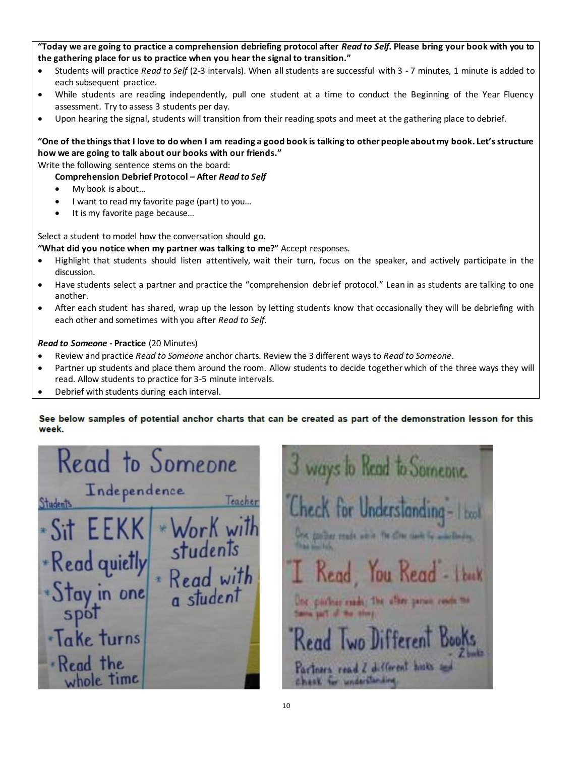**"Today we are going to practice a comprehension debriefing protocol after *Read to Self*. Please bring your book with you to the gathering place for us to practice when you hear the signal to transition."**

- Students will practice *Read to Self* (2-3 intervals). When all students are successful with 3 - 7 minutes, 1 minute is added to each subsequent practice.
- While students are reading independently, pull one student at a time to conduct the Beginning of the Year Fluency assessment. Try to assess 3 students per day.
- Upon hearing the signal, students will transition from their reading spots and meet at the gathering place to debrief.

**"One of the things that I love to do when I am reading a good book is talking to other people about my book. Let's structure how we are going to talk about our books with our friends."**

Write the following sentence stems on the board:

**Comprehension Debrief Protocol – After *Read to Self***

- My book is about…
- I want to read my favorite page (part) to you…
- It is my favorite page because…

Select a student to model how the conversation should go.

**"What did you notice when my partner was talking to me?"** Accept responses.

- Highlight that students should listen attentively, wait their turn, focus on the speaker, and actively participate in the discussion.
- Have students select a partner and practice the "comprehension debrief protocol." Lean in as students are talking to one another.
- After each student has shared, wrap up the lesson by letting students know that occasionally they will be debriefing with each other and sometimes with you after *Read to Self*.

***Read to Someone* - Practice** (20 Minutes)

- Review and practice *Read to Someone* anchor charts. Review the 3 different ways to *Read to Someone*.
- Partner up students and place them around the room. Allow students to decide together which of the three ways they will read. Allow students to practice for 3-5 minute intervals.
- Debrief with students during each interval.

**See below samples of potential anchor charts that can be created as part of the demonstration lesson for this week.**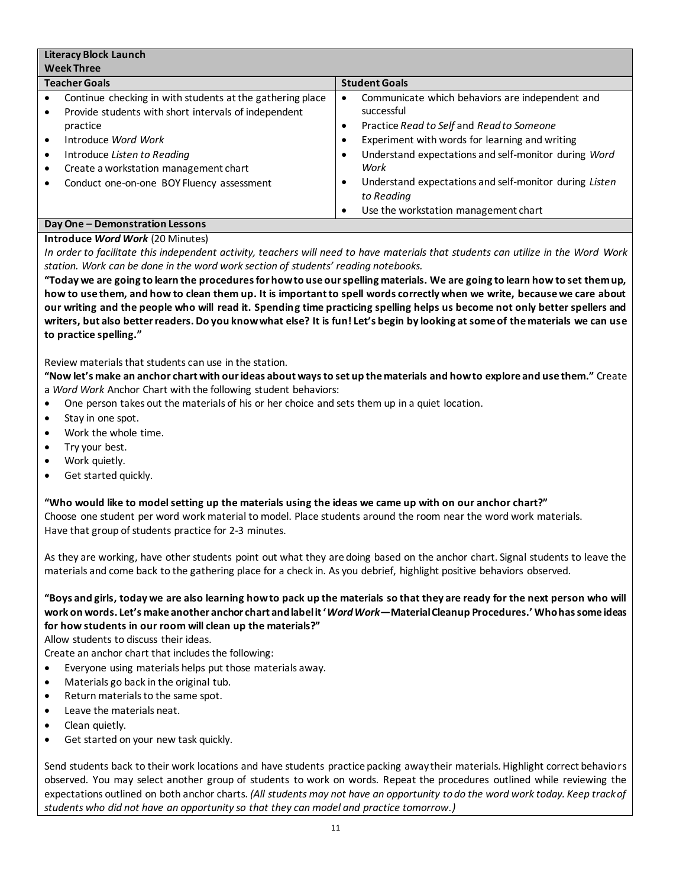## Literacy Block Launch
### Week Three

| Teacher Goals | Student Goals |
| --- | --- |
| • Continue checking in with students at the gathering place<br>• Provide students with short intervals of independent practice<br>• Introduce *Word Work*<br>• Introduce *Listen to Reading*<br>• Create a workstation management chart<br>• Conduct one-on-one BOY Fluency assessment | • Communicate which behaviors are independent and successful<br>• Practice *Read to Self* and *Read to Someone*<br>• Experiment with words for learning and writing<br>• Understand expectations and self-monitor during *Word Work*<br>• Understand expectations and self-monitor during *Listen to Reading*<br>• Use the workstation management chart |

### Day One – Demonstration Lessons

**Introduce *Word Work*** (20 Minutes)

*In order to facilitate this independent activity, teachers will need to have materials that students can utilize in the Word Work station. Work can be done in the word work section of students' reading notebooks.*

**"Today we are going to learn the procedures for how to use our spelling materials. We are going to learn how to set them up, how to use them, and how to clean them up. It is important to spell words correctly when we write, because we care about our writing and the people who will read it. Spending time practicing spelling helps us become not only better spellers and writers, but also better readers. Do you know what else? It is fun! Let's begin by looking at some of the materials we can use to practice spelling."**

Review materials that students can use in the station.

**"Now let's make an anchor chart with our ideas about ways to set up the materials and how to explore and use them."** Create a *Word Work* Anchor Chart with the following student behaviors:

- One person takes out the materials of his or her choice and sets them up in a quiet location.
- Stay in one spot.
- Work the whole time.
- Try your best.
- Work quietly.
- Get started quickly.

**"Who would like to model setting up the materials using the ideas we came up with on our anchor chart?"**
Choose one student per word work material to model. Place students around the room near the word work materials.
Have that group of students practice for 2-3 minutes.

As they are working, have other students point out what they are doing based on the anchor chart. Signal students to leave the materials and come back to the gathering place for a check in. As you debrief, highlight positive behaviors observed.

**"Boys and girls, today we are also learning how to pack up the materials so that they are ready for the next person who will work on words. Let's make another anchor chart and label it '*Word Work*—Material Cleanup Procedures.' Who has some ideas for how students in our room will clean up the materials?"**
Allow students to discuss their ideas.
Create an anchor chart that includes the following:

- Everyone using materials helps put those materials away.
- Materials go back in the original tub.
- Return materials to the same spot.
- Leave the materials neat.
- Clean quietly.
- Get started on your new task quickly.

Send students back to their work locations and have students practice packing away their materials. Highlight correct behaviors observed. You may select another group of students to work on words. Repeat the procedures outlined while reviewing the expectations outlined on both anchor charts. *(All students may not have an opportunity to do the word work today. Keep track of students who did not have an opportunity so that they can model and practice tomorrow.)*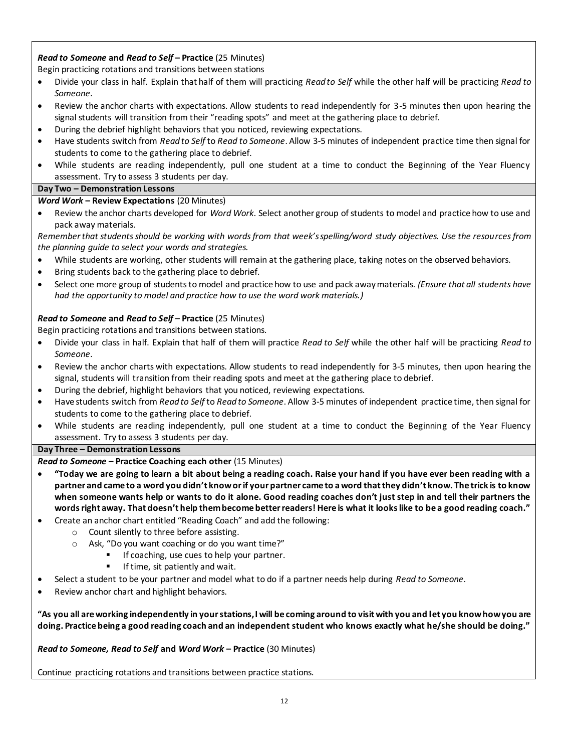***Read to Someone* and *Read to Self* – Practice** (25 Minutes)

Begin practicing rotations and transitions between stations

- Divide your class in half. Explain that half of them will practicing *Read to Self* while the other half will be practicing *Read to Someone*.
- Review the anchor charts with expectations. Allow students to read independently for 3-5 minutes then upon hearing the signal students will transition from their "reading spots" and meet at the gathering place to debrief.
- During the debrief highlight behaviors that you noticed, reviewing expectations.
- Have students switch from *Read to Self* to *Read to Someone*. Allow 3-5 minutes of independent practice time then signal for students to come to the gathering place to debrief.
- While students are reading independently, pull one student at a time to conduct the Beginning of the Year Fluency assessment. Try to assess 3 students per day.

**Day Two – Demonstration Lessons**

***Word Work* – Review Expectations** (20 Minutes)

- Review the anchor charts developed for *Word Work*. Select another group of students to model and practice how to use and pack away materials.

*Remember that students should be working with words from that week's spelling/word study objectives. Use the resources from the planning guide to select your words and strategies.*

- While students are working, other students will remain at the gathering place, taking notes on the observed behaviors.
- Bring students back to the gathering place to debrief.
- Select one more group of students to model and practice how to use and pack away materials. *(Ensure that all students have had the opportunity to model and practice how to use the word work materials.)*

***Read to Someone* and *Read to Self* – Practice** (25 Minutes)

Begin practicing rotations and transitions between stations.

- Divide your class in half. Explain that half of them will practice *Read to Self* while the other half will be practicing *Read to Someone*.
- Review the anchor charts with expectations. Allow students to read independently for 3-5 minutes, then upon hearing the signal, students will transition from their reading spots and meet at the gathering place to debrief.
- During the debrief, highlight behaviors that you noticed, reviewing expectations.
- Have students switch from *Read to Self* to *Read to Someone*. Allow 3-5 minutes of independent practice time, then signal for students to come to the gathering place to debrief.
- While students are reading independently, pull one student at a time to conduct the Beginning of the Year Fluency assessment. Try to assess 3 students per day.

**Day Three – Demonstration Lessons**

***Read to Someone* – Practice Coaching each other** (15 Minutes)

- **"Today we are going to learn a bit about being a reading coach. Raise your hand if you have ever been reading with a partner and came to a word you didn't know or if your partner came to a word that they didn't know. The trick is to know when someone wants help or wants to do it alone. Good reading coaches don't just step in and tell their partners the words right away. That doesn't help them become better readers! Here is what it looks like to be a good reading coach."**
- Create an anchor chart entitled "Reading Coach" and add the following:
  - Count silently to three before assisting.
  - Ask, "Do you want coaching or do you want time?"
    - If coaching, use cues to help your partner.
    - If time, sit patiently and wait.
- Select a student to be your partner and model what to do if a partner needs help during *Read to Someone*.
- Review anchor chart and highlight behaviors.

**"As you all are working independently in your stations, I will be coming around to visit with you and let you know how you are doing. Practice being a good reading coach and an independent student who knows exactly what he/she should be doing."**

***Read to Someone, Read to Self* and *Word Work* – Practice** (30 Minutes)

Continue practicing rotations and transitions between practice stations.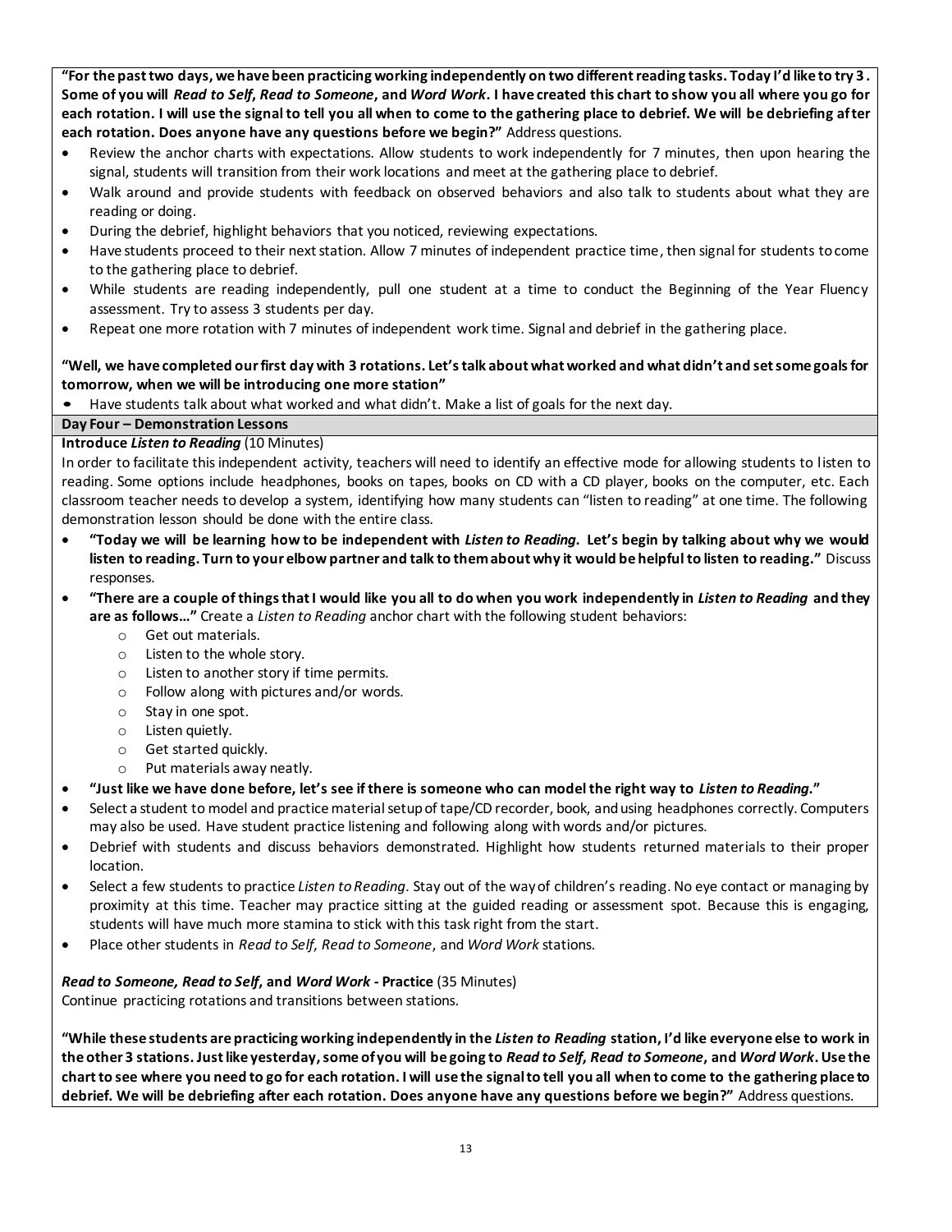**"For the past two days, we have been practicing working independently on two different reading tasks. Today I'd like to try 3 . Some of you will *Read to Self*, *Read to Someone*, and *Word Work*. I have created this chart to show you all where you go for each rotation. I will use the signal to tell you all when to come to the gathering place to debrief. We will be debriefing after each rotation. Does anyone have any questions before we begin?"** Address questions.

- Review the anchor charts with expectations. Allow students to work independently for 7 minutes, then upon hearing the signal, students will transition from their work locations and meet at the gathering place to debrief.
- Walk around and provide students with feedback on observed behaviors and also talk to students about what they are reading or doing.
- During the debrief, highlight behaviors that you noticed, reviewing expectations.
- Have students proceed to their next station. Allow 7 minutes of independent practice time, then signal for students to come to the gathering place to debrief.
- While students are reading independently, pull one student at a time to conduct the Beginning of the Year Fluency assessment. Try to assess 3 students per day.
- Repeat one more rotation with 7 minutes of independent work time. Signal and debrief in the gathering place.

**"Well, we have completed our first day with 3 rotations. Let's talk about what worked and what didn't and set some goals for tomorrow, when we will be introducing one more station"**

- Have students talk about what worked and what didn't. Make a list of goals for the next day.

**Day Four – Demonstration Lessons**

**Introduce *Listen to Reading*** (10 Minutes)

In order to facilitate this independent activity, teachers will need to identify an effective mode for allowing students to listen to reading. Some options include headphones, books on tapes, books on CD with a CD player, books on the computer, etc. Each classroom teacher needs to develop a system, identifying how many students can "listen to reading" at one time. The following demonstration lesson should be done with the entire class.

- **"Today we will be learning how to be independent with *Listen to Reading*. Let's begin by talking about why we would listen to reading. Turn to your elbow partner and talk to them about why it would be helpful to listen to reading."** Discuss responses.
- **"There are a couple of things that I would like you all to do when you work independently in *Listen to Reading* and they are as follows…"** Create a *Listen to Reading* anchor chart with the following student behaviors:
  - Get out materials.
  - Listen to the whole story.
  - Listen to another story if time permits.
  - Follow along with pictures and/or words.
  - Stay in one spot.
  - Listen quietly.
  - Get started quickly.
  - Put materials away neatly.
- **"Just like we have done before, let's see if there is someone who can model the right way to *Listen to Reading*."**
- Select a student to model and practice material setup of tape/CD recorder, book, and using headphones correctly. Computers may also be used. Have student practice listening and following along with words and/or pictures.
- Debrief with students and discuss behaviors demonstrated. Highlight how students returned materials to their proper location.
- Select a few students to practice *Listen to Reading*. Stay out of the way of children's reading. No eye contact or managing by proximity at this time. Teacher may practice sitting at the guided reading or assessment spot. Because this is engaging, students will have much more stamina to stick with this task right from the start.
- Place other students in *Read to Self*, *Read to Someone*, and *Word Work* stations.

***Read to Someone, Read to Self*, and *Word Work* - Practice** (35 Minutes)

Continue practicing rotations and transitions between stations.

**"While these students are practicing working independently in the *Listen to Reading* station, I'd like everyone else to work in the other 3 stations. Just like yesterday, some of you will be going to *Read to Self*, *Read to Someone*, and *Word Work*. Use the chart to see where you need to go for each rotation. I will use the signal to tell you all when to come to the gathering place to debrief. We will be debriefing after each rotation. Does anyone have any questions before we begin?"** Address questions.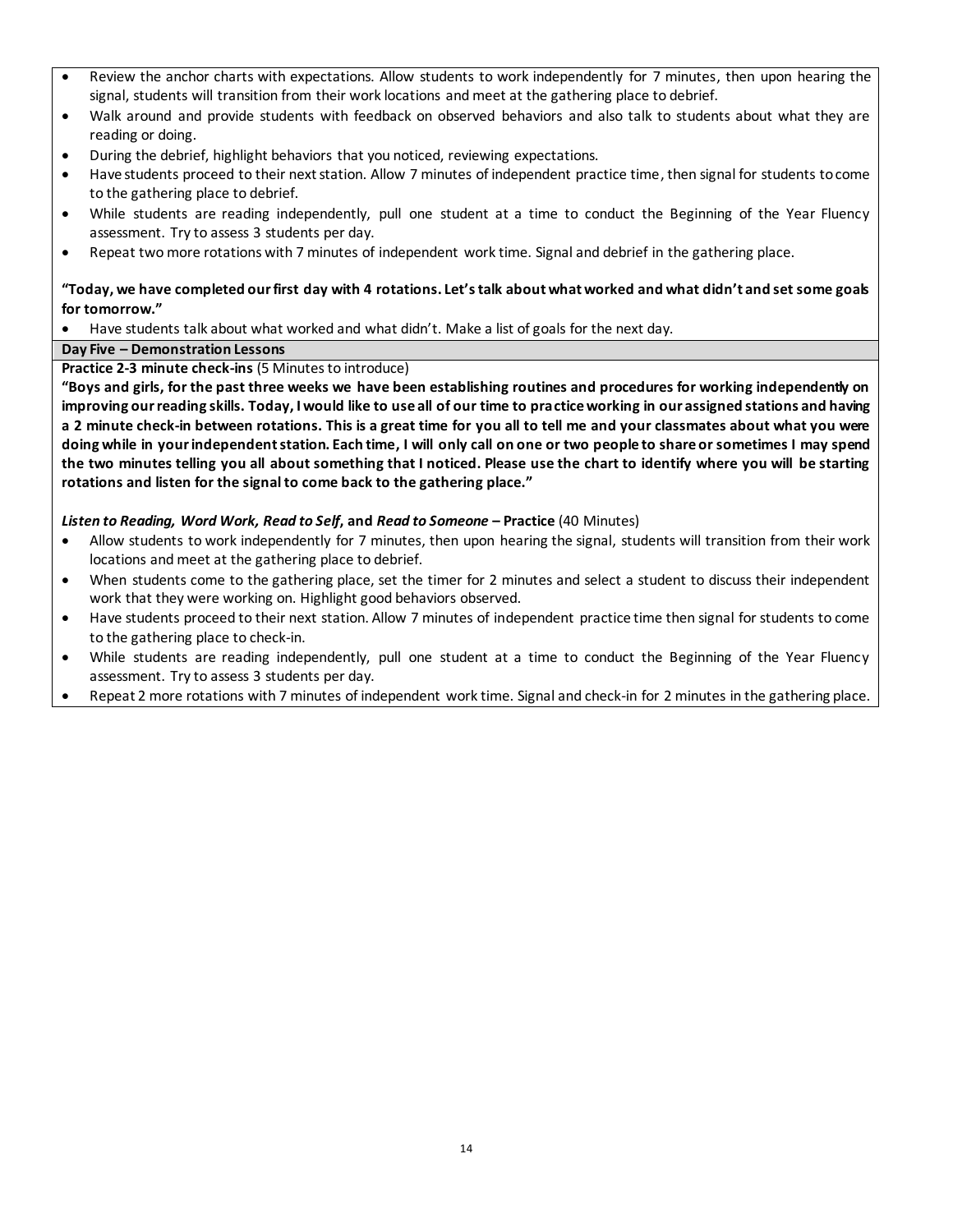- Review the anchor charts with expectations. Allow students to work independently for 7 minutes, then upon hearing the signal, students will transition from their work locations and meet at the gathering place to debrief.
- Walk around and provide students with feedback on observed behaviors and also talk to students about what they are reading or doing.
- During the debrief, highlight behaviors that you noticed, reviewing expectations.
- Have students proceed to their next station. Allow 7 minutes of independent practice time, then signal for students to come to the gathering place to debrief.
- While students are reading independently, pull one student at a time to conduct the Beginning of the Year Fluency assessment. Try to assess 3 students per day.
- Repeat two more rotations with 7 minutes of independent work time. Signal and debrief in the gathering place.

**"Today, we have completed our first day with 4 rotations. Let's talk about what worked and what didn't and set some goals for tomorrow."**

- Have students talk about what worked and what didn't. Make a list of goals for the next day.

**Day Five – Demonstration Lessons**

**Practice 2-3 minute check-ins** (5 Minutes to introduce)

**"Boys and girls, for the past three weeks we have been establishing routines and procedures for working independently on improving our reading skills. Today, I would like to use all of our time to practice working in our assigned stations and having a 2 minute check-in between rotations. This is a great time for you all to tell me and your classmates about what you were doing while in your independent station. Each time, I will only call on one or two people to share or sometimes I may spend the two minutes telling you all about something that I noticed. Please use the chart to identify where you will be starting rotations and listen for the signal to come back to the gathering place."**

***Listen to Reading, Word Work, Read to Self*, and *Read to Someone* – Practice** (40 Minutes)

- Allow students to work independently for 7 minutes, then upon hearing the signal, students will transition from their work locations and meet at the gathering place to debrief.
- When students come to the gathering place, set the timer for 2 minutes and select a student to discuss their independent work that they were working on. Highlight good behaviors observed.
- Have students proceed to their next station. Allow 7 minutes of independent practice time then signal for students to come to the gathering place to check-in.
- While students are reading independently, pull one student at a time to conduct the Beginning of the Year Fluency assessment. Try to assess 3 students per day.
- Repeat 2 more rotations with 7 minutes of independent work time. Signal and check-in for 2 minutes in the gathering place.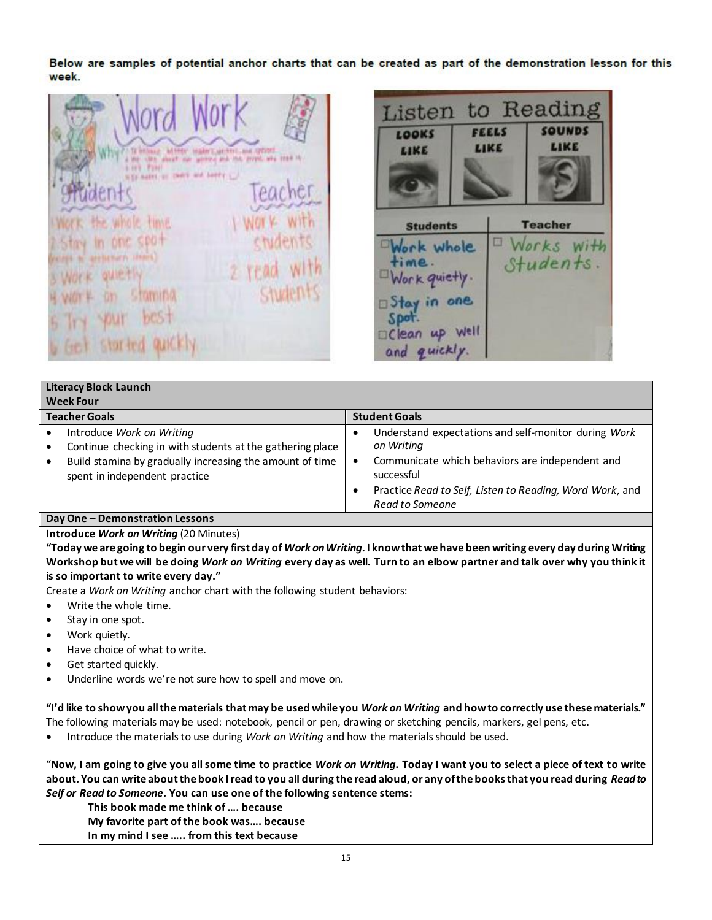Below are samples of potential anchor charts that can be created as part of the demonstration lesson for this week.

| **Literacy Block Launch**<br>**Week Four** | |
|---|---|
| **Teacher Goals** | **Student Goals** |
| • Introduce *Work on Writing*<br>• Continue checking in with students at the gathering place<br>• Build stamina by gradually increasing the amount of time spent in independent practice | • Understand expectations and self-monitor during *Work on Writing*<br>• Communicate which behaviors are independent and successful<br>• Practice *Read to Self, Listen to Reading, Word Work*, and *Read to Someone* |

**Day One – Demonstration Lessons**

**Introduce *Work on Writing*** (20 Minutes)

**"Today we are going to begin our very first day of *Work on Writing*. I know that we have been writing every day during Writing Workshop but we will be doing *Work on Writing* every day as well. Turn to an elbow partner and talk over why you think it is so important to write every day."**

Create a *Work on Writing* anchor chart with the following student behaviors:

- Write the whole time.
- Stay in one spot.
- Work quietly.
- Have choice of what to write.
- Get started quickly.
- Underline words we're not sure how to spell and move on.

**"I'd like to show you all the materials that may be used while you *Work on Writing* and how to correctly use these materials."**

The following materials may be used: notebook, pencil or pen, drawing or sketching pencils, markers, gel pens, etc.

- Introduce the materials to use during *Work on Writing* and how the materials should be used.

"**Now, I am going to give you all some time to practice *Work on Writing*. Today I want you to select a piece of text to write about. You can write about the book I read to you all during the read aloud, or any of the books that you read during *Read to Self or Read to Someone*. You can use one of the following sentence stems:**

**This book made me think of …. because**

**My favorite part of the book was…. because**

**In my mind I see ….. from this text because**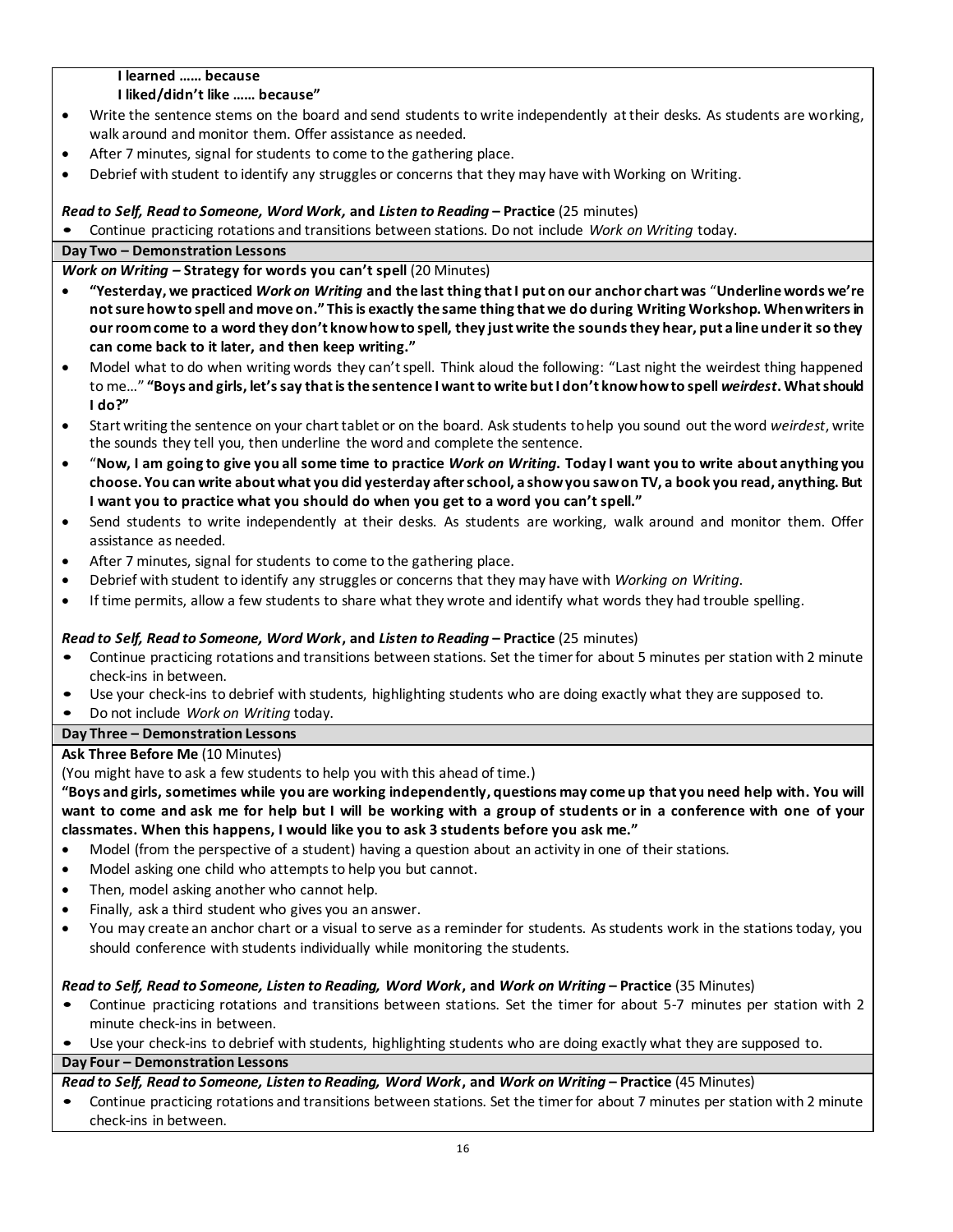**I learned …… because**
**I liked/didn't like …… because"**

- Write the sentence stems on the board and send students to write independently at their desks. As students are working, walk around and monitor them. Offer assistance as needed.
- After 7 minutes, signal for students to come to the gathering place.
- Debrief with student to identify any struggles or concerns that they may have with Working on Writing.

***Read to Self, Read to Someone, Word Work,* and *Listen to Reading* – Practice** (25 minutes)

- Continue practicing rotations and transitions between stations. Do not include *Work on Writing* today.

**Day Two – Demonstration Lessons**

***Work on Writing* – Strategy for words you can't spell** (20 Minutes)

- **"Yesterday, we practiced *Work on Writing* and the last thing that I put on our anchor chart was "Underline words we're not sure how to spell and move on." This is exactly the same thing that we do during Writing Workshop. When writers in our room come to a word they don't know how to spell, they just write the sounds they hear, put a line under it so they can come back to it later, and then keep writing."**
- Model what to do when writing words they can't spell. Think aloud the following: "Last night the weirdest thing happened to me…" **"Boys and girls, let's say that is the sentence I want to write but I don't know how to spell *weirdest*. What should I do?"**
- Start writing the sentence on your chart tablet or on the board. Ask students to help you sound out the word *weirdest*, write the sounds they tell you, then underline the word and complete the sentence.
- "**Now, I am going to give you all some time to practice *Work on Writing*. Today I want you to write about anything you choose. You can write about what you did yesterday after school, a show you saw on TV, a book you read, anything. But I want you to practice what you should do when you get to a word you can't spell."**
- Send students to write independently at their desks. As students are working, walk around and monitor them. Offer assistance as needed.
- After 7 minutes, signal for students to come to the gathering place.
- Debrief with student to identify any struggles or concerns that they may have with *Working on Writing*.
- If time permits, allow a few students to share what they wrote and identify what words they had trouble spelling.

***Read to Self, Read to Someone, Word Work*, and *Listen to Reading* – Practice** (25 minutes)

- Continue practicing rotations and transitions between stations. Set the timer for about 5 minutes per station with 2 minute check-ins in between.
- Use your check-ins to debrief with students, highlighting students who are doing exactly what they are supposed to.
- Do not include *Work on Writing* today.

**Day Three – Demonstration Lessons**

**Ask Three Before Me** (10 Minutes)

(You might have to ask a few students to help you with this ahead of time.)

**"Boys and girls, sometimes while you are working independently, questions may come up that you need help with. You will want to come and ask me for help but I will be working with a group of students or in a conference with one of your classmates. When this happens, I would like you to ask 3 students before you ask me."**

- Model (from the perspective of a student) having a question about an activity in one of their stations.
- Model asking one child who attempts to help you but cannot.
- Then, model asking another who cannot help.
- Finally, ask a third student who gives you an answer.
- You may create an anchor chart or a visual to serve as a reminder for students. As students work in the stations today, you should conference with students individually while monitoring the students.

***Read to Self, Read to Someone, Listen to Reading, Word Work*, and *Work on Writing* – Practice** (35 Minutes)

- Continue practicing rotations and transitions between stations. Set the timer for about 5-7 minutes per station with 2 minute check-ins in between.
- Use your check-ins to debrief with students, highlighting students who are doing exactly what they are supposed to.

**Day Four – Demonstration Lessons**

***Read to Self, Read to Someone, Listen to Reading, Word Work*, and *Work on Writing* – Practice** (45 Minutes)

- Continue practicing rotations and transitions between stations. Set the timer for about 7 minutes per station with 2 minute check-ins in between.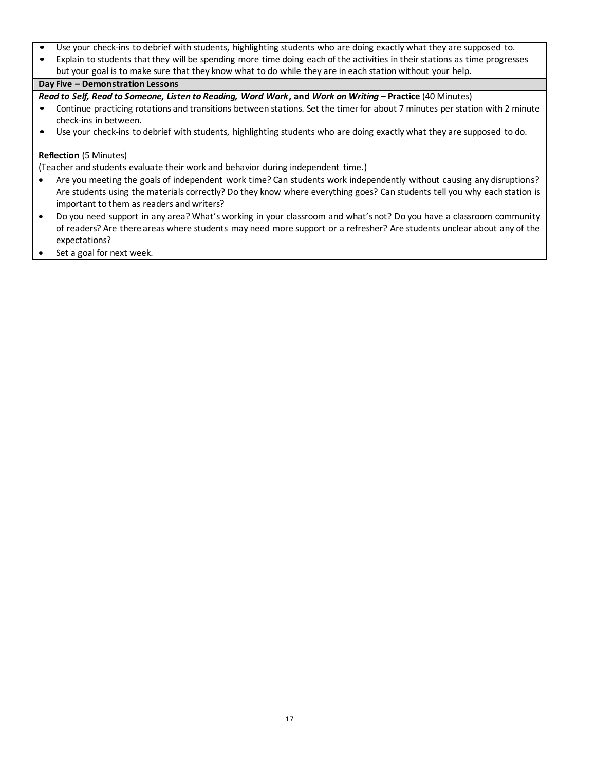- Use your check-ins to debrief with students, highlighting students who are doing exactly what they are supposed to.
- Explain to students that they will be spending more time doing each of the activities in their stations as time progresses but your goal is to make sure that they know what to do while they are in each station without your help.

**Day Five – Demonstration Lessons**

***Read to Self, Read to Someone, Listen to Reading, Word Work*****, and** ***Work on Writing*** **– Practice** (40 Minutes)

- Continue practicing rotations and transitions between stations. Set the timer for about 7 minutes per station with 2 minute check-ins in between.
- Use your check-ins to debrief with students, highlighting students who are doing exactly what they are supposed to do.

**Reflection** (5 Minutes)

(Teacher and students evaluate their work and behavior during independent time.)

- Are you meeting the goals of independent work time? Can students work independently without causing any disruptions? Are students using the materials correctly? Do they know where everything goes? Can students tell you why each station is important to them as readers and writers?
- Do you need support in any area? What's working in your classroom and what's not? Do you have a classroom community of readers? Are there areas where students may need more support or a refresher? Are students unclear about any of the expectations?
- Set a goal for next week.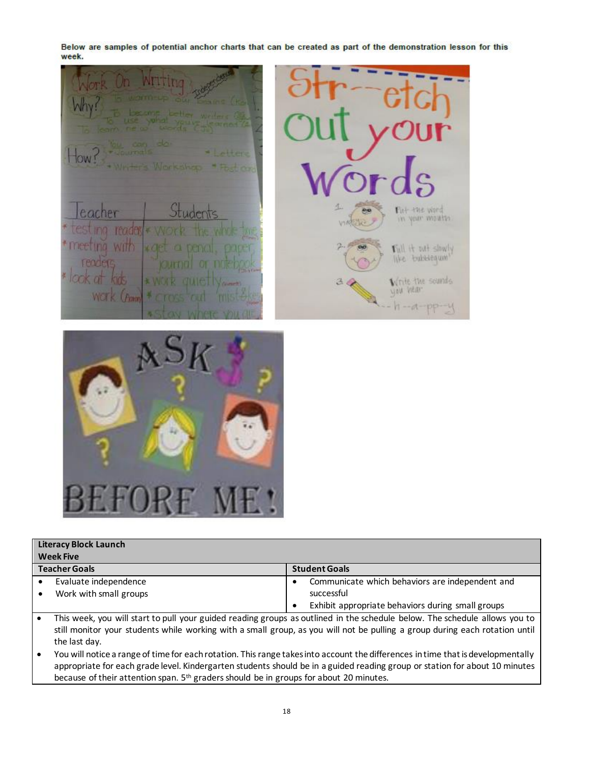**Below are samples of potential anchor charts that can be created as part of the demonstration lesson for this week.**

| Literacy Block Launch<br>Week Five | |
|---|---|
| **Teacher Goals** | **Student Goals** |
| • Evaluate independence<br>• Work with small groups | • Communicate which behaviors are independent and successful<br>• Exhibit appropriate behaviors during small groups |

- This week, you will start to pull your guided reading groups as outlined in the schedule below. The schedule allows you to still monitor your students while working with a small group, as you will not be pulling a group during each rotation until the last day.
- You will notice a range of time for each rotation. This range takes into account the differences in time that is developmentally appropriate for each grade level. Kindergarten students should be in a guided reading group or station for about 10 minutes because of their attention span. 5th graders should be in groups for about 20 minutes.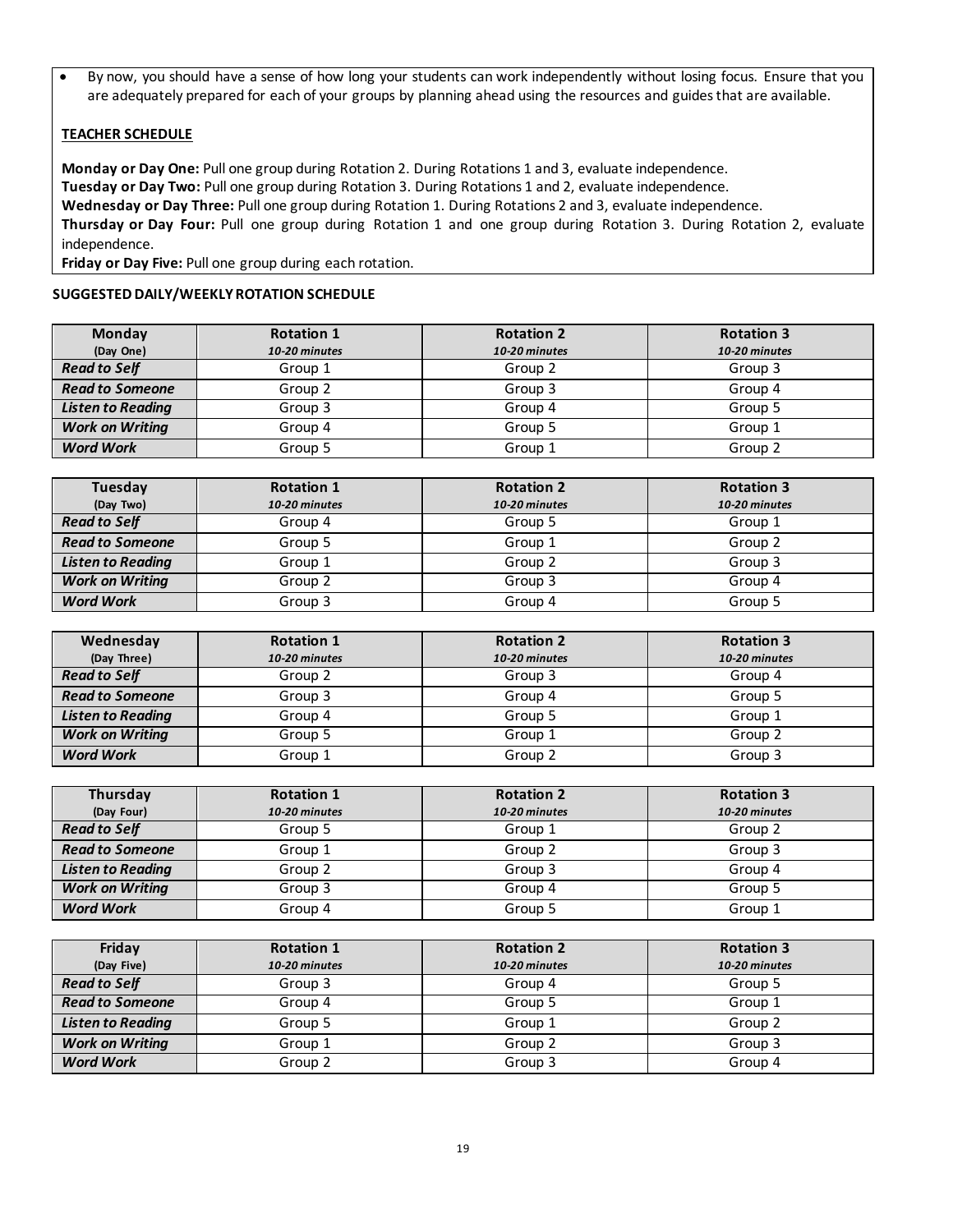- By now, you should have a sense of how long your students can work independently without losing focus. Ensure that you are adequately prepared for each of your groups by planning ahead using the resources and guides that are available.

**TEACHER SCHEDULE**

**Monday or Day One:** Pull one group during Rotation 2. During Rotations 1 and 3, evaluate independence.
**Tuesday or Day Two:** Pull one group during Rotation 3. During Rotations 1 and 2, evaluate independence.
**Wednesday or Day Three:** Pull one group during Rotation 1. During Rotations 2 and 3, evaluate independence.
**Thursday or Day Four:** Pull one group during Rotation 1 and one group during Rotation 3. During Rotation 2, evaluate independence.
**Friday or Day Five:** Pull one group during each rotation.

**SUGGESTED DAILY/WEEKLY ROTATION SCHEDULE**

| **Monday** (Day One) | **Rotation 1** *10-20 minutes* | **Rotation 2** *10-20 minutes* | **Rotation 3** *10-20 minutes* |
|---|---|---|---|
| ***Read to Self*** | Group 1 | Group 2 | Group 3 |
| ***Read to Someone*** | Group 2 | Group 3 | Group 4 |
| ***Listen to Reading*** | Group 3 | Group 4 | Group 5 |
| ***Work on Writing*** | Group 4 | Group 5 | Group 1 |
| ***Word Work*** | Group 5 | Group 1 | Group 2 |

| **Tuesday** (Day Two) | **Rotation 1** *10-20 minutes* | **Rotation 2** *10-20 minutes* | **Rotation 3** *10-20 minutes* |
|---|---|---|---|
| ***Read to Self*** | Group 4 | Group 5 | Group 1 |
| ***Read to Someone*** | Group 5 | Group 1 | Group 2 |
| ***Listen to Reading*** | Group 1 | Group 2 | Group 3 |
| ***Work on Writing*** | Group 2 | Group 3 | Group 4 |
| ***Word Work*** | Group 3 | Group 4 | Group 5 |

| **Wednesday** (Day Three) | **Rotation 1** *10-20 minutes* | **Rotation 2** *10-20 minutes* | **Rotation 3** *10-20 minutes* |
|---|---|---|---|
| ***Read to Self*** | Group 2 | Group 3 | Group 4 |
| ***Read to Someone*** | Group 3 | Group 4 | Group 5 |
| ***Listen to Reading*** | Group 4 | Group 5 | Group 1 |
| ***Work on Writing*** | Group 5 | Group 1 | Group 2 |
| ***Word Work*** | Group 1 | Group 2 | Group 3 |

| **Thursday** (Day Four) | **Rotation 1** *10-20 minutes* | **Rotation 2** *10-20 minutes* | **Rotation 3** *10-20 minutes* |
|---|---|---|---|
| ***Read to Self*** | Group 5 | Group 1 | Group 2 |
| ***Read to Someone*** | Group 1 | Group 2 | Group 3 |
| ***Listen to Reading*** | Group 2 | Group 3 | Group 4 |
| ***Work on Writing*** | Group 3 | Group 4 | Group 5 |
| ***Word Work*** | Group 4 | Group 5 | Group 1 |

| **Friday** (Day Five) | **Rotation 1** *10-20 minutes* | **Rotation 2** *10-20 minutes* | **Rotation 3** *10-20 minutes* |
|---|---|---|---|
| ***Read to Self*** | Group 3 | Group 4 | Group 5 |
| ***Read to Someone*** | Group 4 | Group 5 | Group 1 |
| ***Listen to Reading*** | Group 5 | Group 1 | Group 2 |
| ***Work on Writing*** | Group 1 | Group 2 | Group 3 |
| ***Word Work*** | Group 2 | Group 3 | Group 4 |